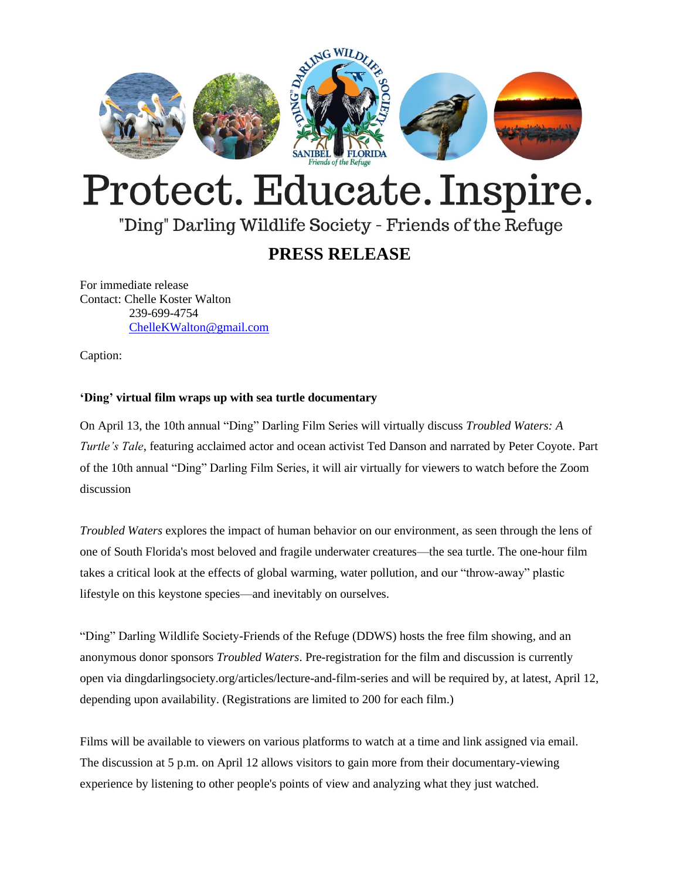# Protect. Educate. Inspire.

"Ding" Darling Wildlife Society - Friends of the Refuge

## PRESS RELEASE

For immediate release
Contact: Chelle Koster Walton
239-699-4754
ChelleKWalton@gmail.com

Caption:

**'Ding' virtual film wraps up with sea turtle documentary**

On April 13, the 10th annual "Ding" Darling Film Series will virtually discuss *Troubled Waters: A Turtle's Tale*, featuring acclaimed actor and ocean activist Ted Danson and narrated by Peter Coyote. Part of the 10th annual "Ding" Darling Film Series, it will air virtually for viewers to watch before the Zoom discussion

*Troubled Waters* explores the impact of human behavior on our environment, as seen through the lens of one of South Florida's most beloved and fragile underwater creatures—the sea turtle. The one-hour film takes a critical look at the effects of global warming, water pollution, and our "throw-away" plastic lifestyle on this keystone species—and inevitably on ourselves.

"Ding" Darling Wildlife Society-Friends of the Refuge (DDWS) hosts the free film showing, and an anonymous donor sponsors *Troubled Waters*. Pre-registration for the film and discussion is currently open via dingdarlingsociety.org/articles/lecture-and-film-series and will be required by, at latest, April 12, depending upon availability. (Registrations are limited to 200 for each film.)

Films will be available to viewers on various platforms to watch at a time and link assigned via email. The discussion at 5 p.m. on April 12 allows visitors to gain more from their documentary-viewing experience by listening to other people's points of view and analyzing what they just watched.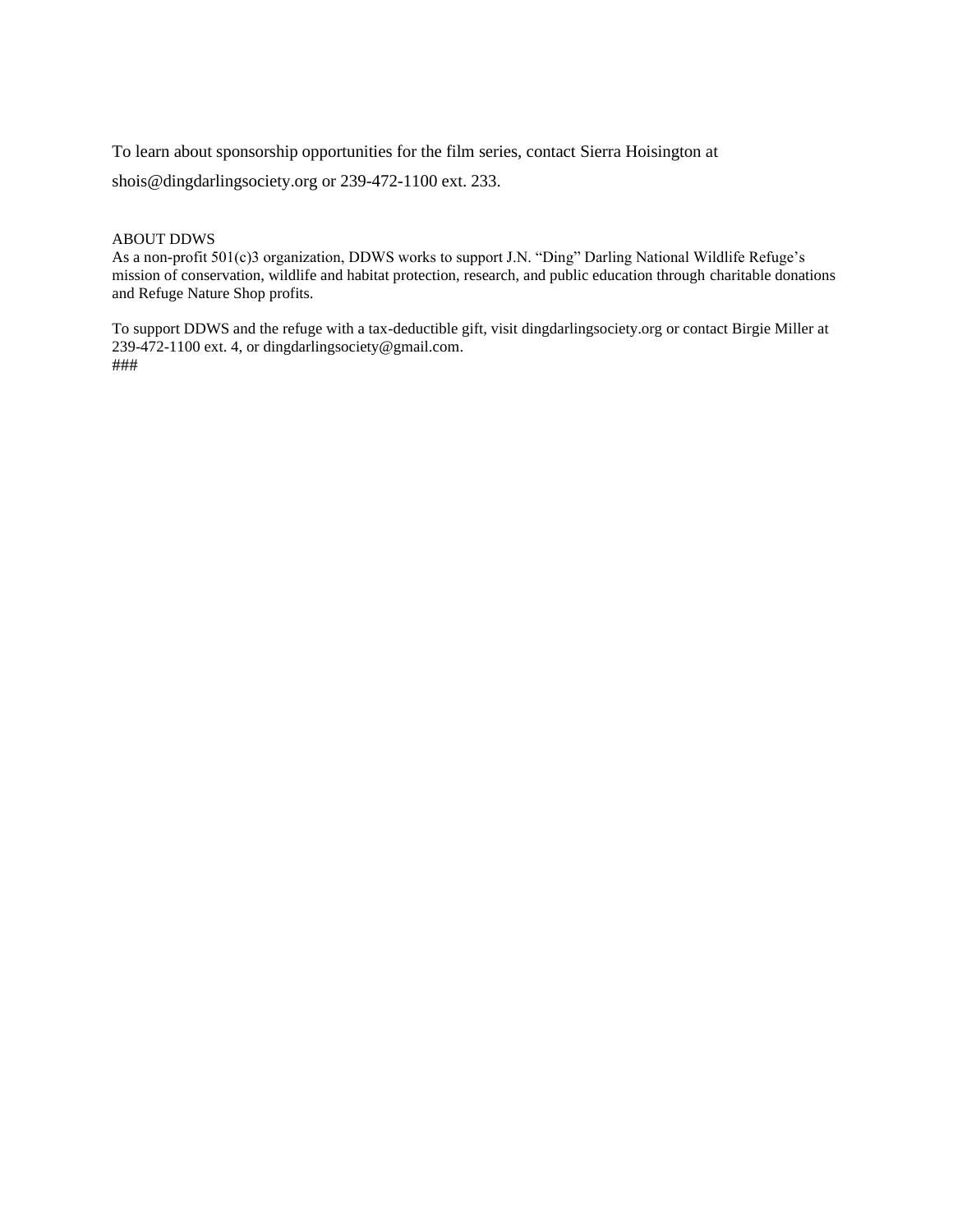To learn about sponsorship opportunities for the film series, contact Sierra Hoisington at shois@dingdarlingsociety.org or 239-472-1100 ext. 233.

ABOUT DDWS

As a non-profit 501(c)3 organization, DDWS works to support J.N. "Ding" Darling National Wildlife Refuge's mission of conservation, wildlife and habitat protection, research, and public education through charitable donations and Refuge Nature Shop profits.

To support DDWS and the refuge with a tax-deductible gift, visit dingdarlingsociety.org or contact Birgie Miller at 239-472-1100 ext. 4, or dingdarlingsociety@gmail.com.

###